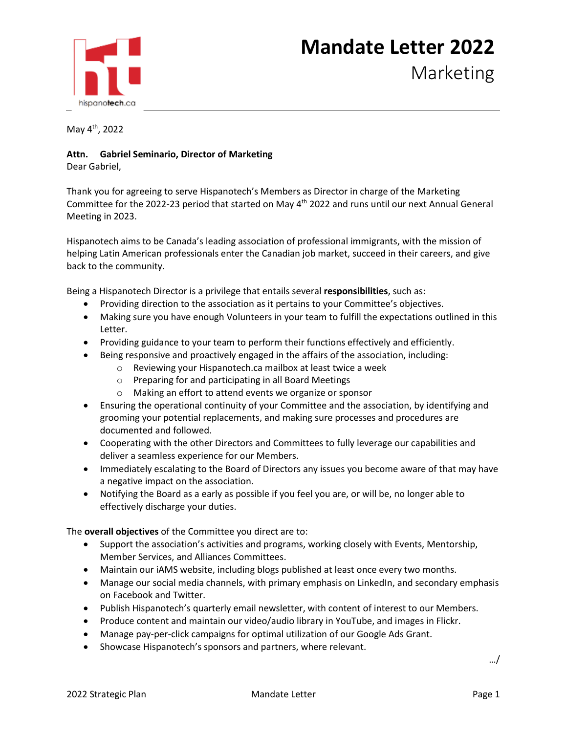# Mandate Letter 2022

## Marketing

May 4th, 2022

**Attn. Gabriel Seminario, Director of Marketing**

Dear Gabriel,

Thank you for agreeing to serve Hispanotech's Members as Director in charge of the Marketing Committee for the 2022-23 period that started on May 4th 2022 and runs until our next Annual General Meeting in 2023.

Hispanotech aims to be Canada's leading association of professional immigrants, with the mission of helping Latin American professionals enter the Canadian job market, succeed in their careers, and give back to the community.

Being a Hispanotech Director is a privilege that entails several **responsibilities**, such as:

- Providing direction to the association as it pertains to your Committee's objectives.
- Making sure you have enough Volunteers in your team to fulfill the expectations outlined in this Letter.
- Providing guidance to your team to perform their functions effectively and efficiently.
- Being responsive and proactively engaged in the affairs of the association, including:
  - Reviewing your Hispanotech.ca mailbox at least twice a week
  - Preparing for and participating in all Board Meetings
  - Making an effort to attend events we organize or sponsor
- Ensuring the operational continuity of your Committee and the association, by identifying and grooming your potential replacements, and making sure processes and procedures are documented and followed.
- Cooperating with the other Directors and Committees to fully leverage our capabilities and deliver a seamless experience for our Members.
- Immediately escalating to the Board of Directors any issues you become aware of that may have a negative impact on the association.
- Notifying the Board as a early as possible if you feel you are, or will be, no longer able to effectively discharge your duties.

The **overall objectives** of the Committee you direct are to:

- Support the association's activities and programs, working closely with Events, Mentorship, Member Services, and Alliances Committees.
- Maintain our iAMS website, including blogs published at least once every two months.
- Manage our social media channels, with primary emphasis on LinkedIn, and secondary emphasis on Facebook and Twitter.
- Publish Hispanotech's quarterly email newsletter, with content of interest to our Members.
- Produce content and maintain our video/audio library in YouTube, and images in Flickr.
- Manage pay-per-click campaigns for optimal utilization of our Google Ads Grant.
- Showcase Hispanotech's sponsors and partners, where relevant.

…/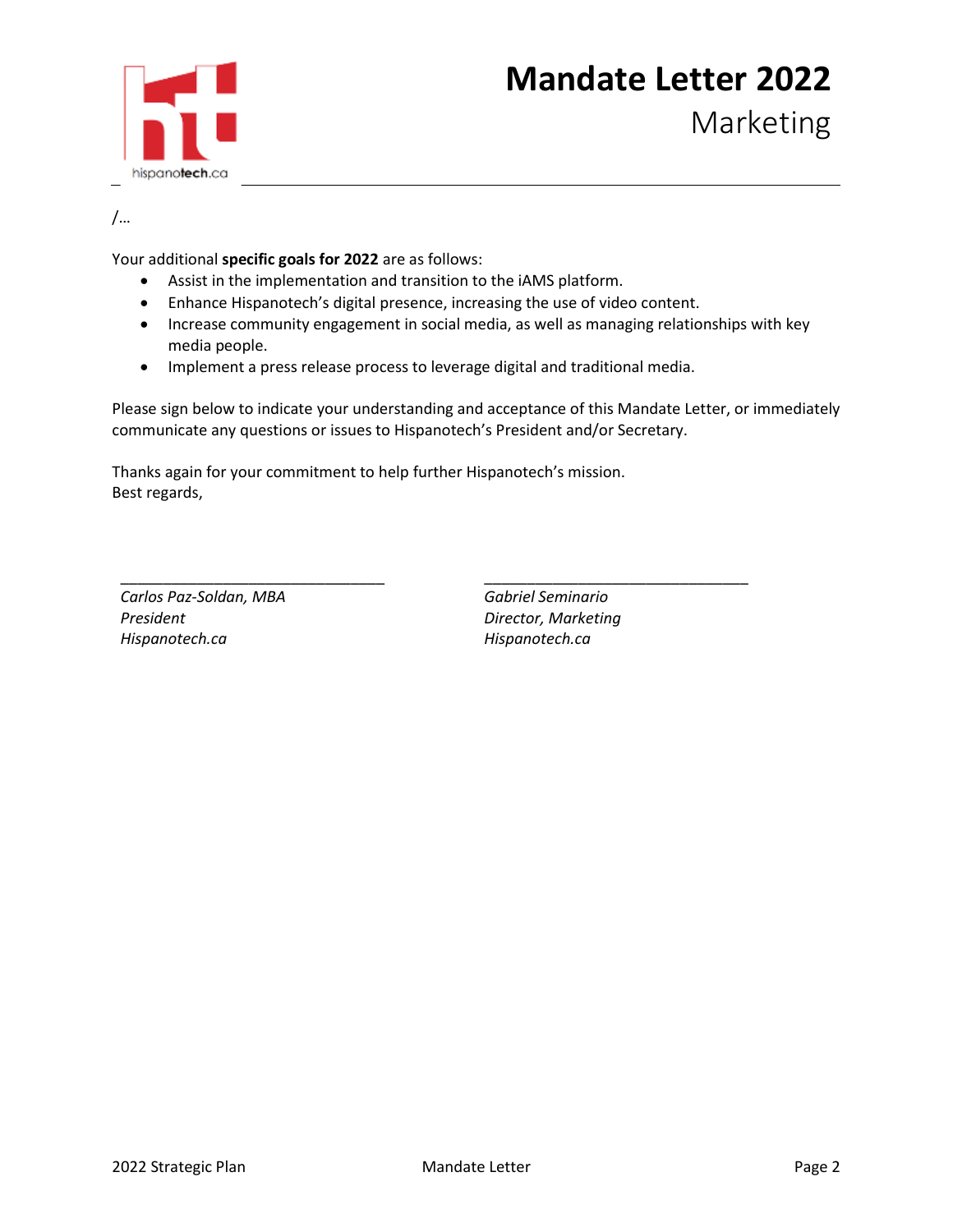# Mandate Letter 2022

## Marketing

/…

Your additional **specific goals for 2022** are as follows:

- Assist in the implementation and transition to the iAMS platform.
- Enhance Hispanotech's digital presence, increasing the use of video content.
- Increase community engagement in social media, as well as managing relationships with key media people.
- Implement a press release process to leverage digital and traditional media.

Please sign below to indicate your understanding and acceptance of this Mandate Letter, or immediately communicate any questions or issues to Hispanotech's President and/or Secretary.

Thanks again for your commitment to help further Hispanotech's mission.
Best regards,

_______________________________

*Carlos Paz-Soldan, MBA*
*President*
*Hispanotech.ca*

_______________________________

*Gabriel Seminario*
*Director, Marketing*
*Hispanotech.ca*